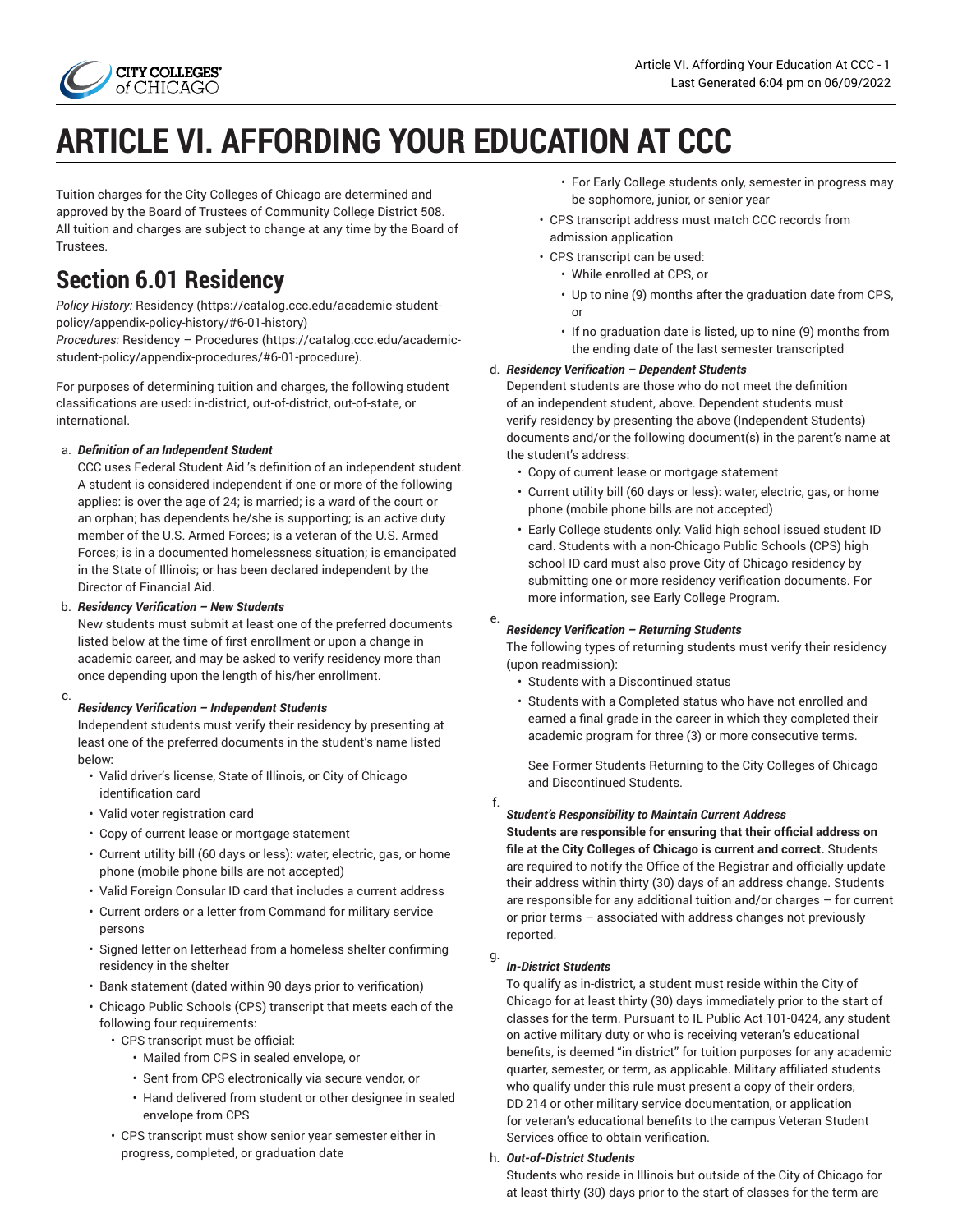# ARTICLE VI. AFFORDING YOUR EDUCATION AT CCC

Tuition charges for the City Colleges of Chicago are determined and approved by the Board of Trustees of Community College District 508. All tuition and charges are subject to change at any time by the Board of Trustees.

## Section 6.01 Residency

*Policy History:* Residency (https://catalog.ccc.edu/academic-student-policy/appendix-policy-history/#6-01-history)
*Procedures:* Residency – Procedures (https://catalog.ccc.edu/academic-student-policy/appendix-procedures/#6-01-procedure).

For purposes of determining tuition and charges, the following student classifications are used: in-district, out-of-district, out-of-state, or international.

a. ***Definition of an Independent Student***
CCC uses Federal Student Aid 's definition of an independent student. A student is considered independent if one or more of the following applies: is over the age of 24; is married; is a ward of the court or an orphan; has dependents he/she is supporting; is an active duty member of the U.S. Armed Forces; is a veteran of the U.S. Armed Forces; is in a documented homelessness situation; is emancipated in the State of Illinois; or has been declared independent by the Director of Financial Aid.

b. ***Residency Verification – New Students***
New students must submit at least one of the preferred documents listed below at the time of first enrollment or upon a change in academic career, and may be asked to verify residency more than once depending upon the length of his/her enrollment.

c. ***Residency Verification – Independent Students***
Independent students must verify their residency by presenting at least one of the preferred documents in the student's name listed below:
- Valid driver's license, State of Illinois, or City of Chicago identification card
- Valid voter registration card
- Copy of current lease or mortgage statement
- Current utility bill (60 days or less): water, electric, gas, or home phone (mobile phone bills are not accepted)
- Valid Foreign Consular ID card that includes a current address
- Current orders or a letter from Command for military service persons
- Signed letter on letterhead from a homeless shelter confirming residency in the shelter
- Bank statement (dated within 90 days prior to verification)
- Chicago Public Schools (CPS) transcript that meets each of the following four requirements:
  - CPS transcript must be official:
    - Mailed from CPS in sealed envelope, or
    - Sent from CPS electronically via secure vendor, or
    - Hand delivered from student or other designee in sealed envelope from CPS
  - CPS transcript must show senior year semester either in progress, completed, or graduation date
    - For Early College students only, semester in progress may be sophomore, junior, or senior year
  - CPS transcript address must match CCC records from admission application
  - CPS transcript can be used:
    - While enrolled at CPS, or
    - Up to nine (9) months after the graduation date from CPS, or
    - If no graduation date is listed, up to nine (9) months from the ending date of the last semester transcripted

d. ***Residency Verification – Dependent Students***
Dependent students are those who do not meet the definition of an independent student, above. Dependent students must verify residency by presenting the above (Independent Students) documents and/or the following document(s) in the parent's name at the student's address:
- Copy of current lease or mortgage statement
- Current utility bill (60 days or less): water, electric, gas, or home phone (mobile phone bills are not accepted)
- Early College students only: Valid high school issued student ID card. Students with a non-Chicago Public Schools (CPS) high school ID card must also prove City of Chicago residency by submitting one or more residency verification documents. For more information, see Early College Program.

e. ***Residency Verification – Returning Students***
The following types of returning students must verify their residency (upon readmission):
- Students with a Discontinued status
- Students with a Completed status who have not enrolled and earned a final grade in the career in which they completed their academic program for three (3) or more consecutive terms.

  See Former Students Returning to the City Colleges of Chicago and Discontinued Students.

f. ***Student's Responsibility to Maintain Current Address***
**Students are responsible for ensuring that their official address on file at the City Colleges of Chicago is current and correct.** Students are required to notify the Office of the Registrar and officially update their address within thirty (30) days of an address change. Students are responsible for any additional tuition and/or charges – for current or prior terms – associated with address changes not previously reported.

g. ***In-District Students***
To qualify as in-district, a student must reside within the City of Chicago for at least thirty (30) days immediately prior to the start of classes for the term. Pursuant to IL Public Act 101-0424, any student on active military duty or who is receiving veteran's educational benefits, is deemed "in district" for tuition purposes for any academic quarter, semester, or term, as applicable. Military affiliated students who qualify under this rule must present a copy of their orders, DD 214 or other military service documentation, or application for veteran's educational benefits to the campus Veteran Student Services office to obtain verification.

h. ***Out-of-District Students***
Students who reside in Illinois but outside of the City of Chicago for at least thirty (30) days prior to the start of classes for the term are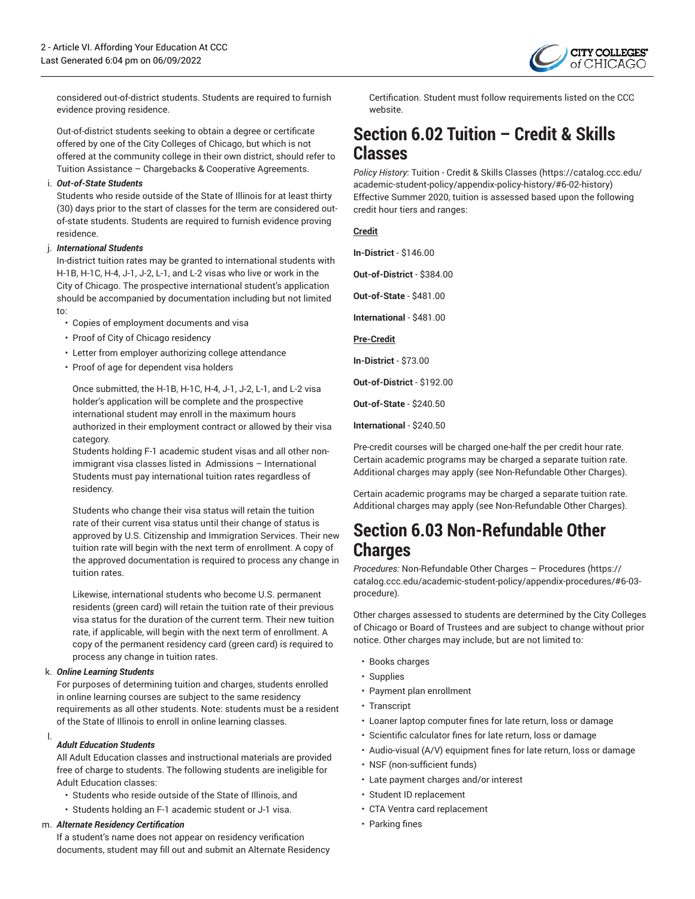considered out-of-district students. Students are required to furnish evidence proving residence.

Out-of-district students seeking to obtain a degree or certificate offered by one of the City Colleges of Chicago, but which is not offered at the community college in their own district, should refer to Tuition Assistance – Chargebacks & Cooperative Agreements.

i. ***Out-of-State Students***

Students who reside outside of the State of Illinois for at least thirty (30) days prior to the start of classes for the term are considered out-of-state students. Students are required to furnish evidence proving residence.

j. ***International Students***

In-district tuition rates may be granted to international students with H-1B, H-1C, H-4, J-1, J-2, L-1, and L-2 visas who live or work in the City of Chicago. The prospective international student's application should be accompanied by documentation including but not limited to:

- Copies of employment documents and visa
- Proof of City of Chicago residency
- Letter from employer authorizing college attendance
- Proof of age for dependent visa holders

Once submitted, the H-1B, H-1C, H-4, J-1, J-2, L-1, and L-2 visa holder's application will be complete and the prospective international student may enroll in the maximum hours authorized in their employment contract or allowed by their visa category.
Students holding F-1 academic student visas and all other non-immigrant visa classes listed in Admissions – International Students must pay international tuition rates regardless of residency.

Students who change their visa status will retain the tuition rate of their current visa status until their change of status is approved by U.S. Citizenship and Immigration Services. Their new tuition rate will begin with the next term of enrollment. A copy of the approved documentation is required to process any change in tuition rates.

Likewise, international students who become U.S. permanent residents (green card) will retain the tuition rate of their previous visa status for the duration of the current term. Their new tuition rate, if applicable, will begin with the next term of enrollment. A copy of the permanent residency card (green card) is required to process any change in tuition rates.

k. ***Online Learning Students***

For purposes of determining tuition and charges, students enrolled in online learning courses are subject to the same residency requirements as all other students. Note: students must be a resident of the State of Illinois to enroll in online learning classes.

l. ***Adult Education Students***

All Adult Education classes and instructional materials are provided free of charge to students. The following students are ineligible for Adult Education classes:

- Students who reside outside of the State of Illinois, and
- Students holding an F-1 academic student or J-1 visa.

m. ***Alternate Residency Certification***

If a student's name does not appear on residency verification documents, student may fill out and submit an Alternate Residency Certification. Student must follow requirements listed on the CCC website.

## Section 6.02 Tuition – Credit & Skills Classes

*Policy History*: Tuition - Credit & Skills Classes (https://catalog.ccc.edu/academic-student-policy/appendix-policy-history/#6-02-history)
Effective Summer 2020, tuition is assessed based upon the following credit hour tiers and ranges:

**Credit**

**In-District** - $146.00

**Out-of-District** - $384.00

**Out-of-State** - $481.00

**International** - $481.00

**Pre-Credit**

**In-District** - $73.00

**Out-of-District** - $192.00

**Out-of-State** - $240.50

**International** - $240.50

Pre-credit courses will be charged one-half the per credit hour rate. Certain academic programs may be charged a separate tuition rate. Additional charges may apply (see Non-Refundable Other Charges).

Certain academic programs may be charged a separate tuition rate. Additional charges may apply (see Non-Refundable Other Charges).

## Section 6.03 Non-Refundable Other Charges

*Procedures:* Non-Refundable Other Charges – Procedures (https://catalog.ccc.edu/academic-student-policy/appendix-procedures/#6-03-procedure).

Other charges assessed to students are determined by the City Colleges of Chicago or Board of Trustees and are subject to change without prior notice. Other charges may include, but are not limited to:

- Books charges
- Supplies
- Payment plan enrollment
- Transcript
- Loaner laptop computer fines for late return, loss or damage
- Scientific calculator fines for late return, loss or damage
- Audio-visual (A/V) equipment fines for late return, loss or damage
- NSF (non-sufficient funds)
- Late payment charges and/or interest
- Student ID replacement
- CTA Ventra card replacement
- Parking fines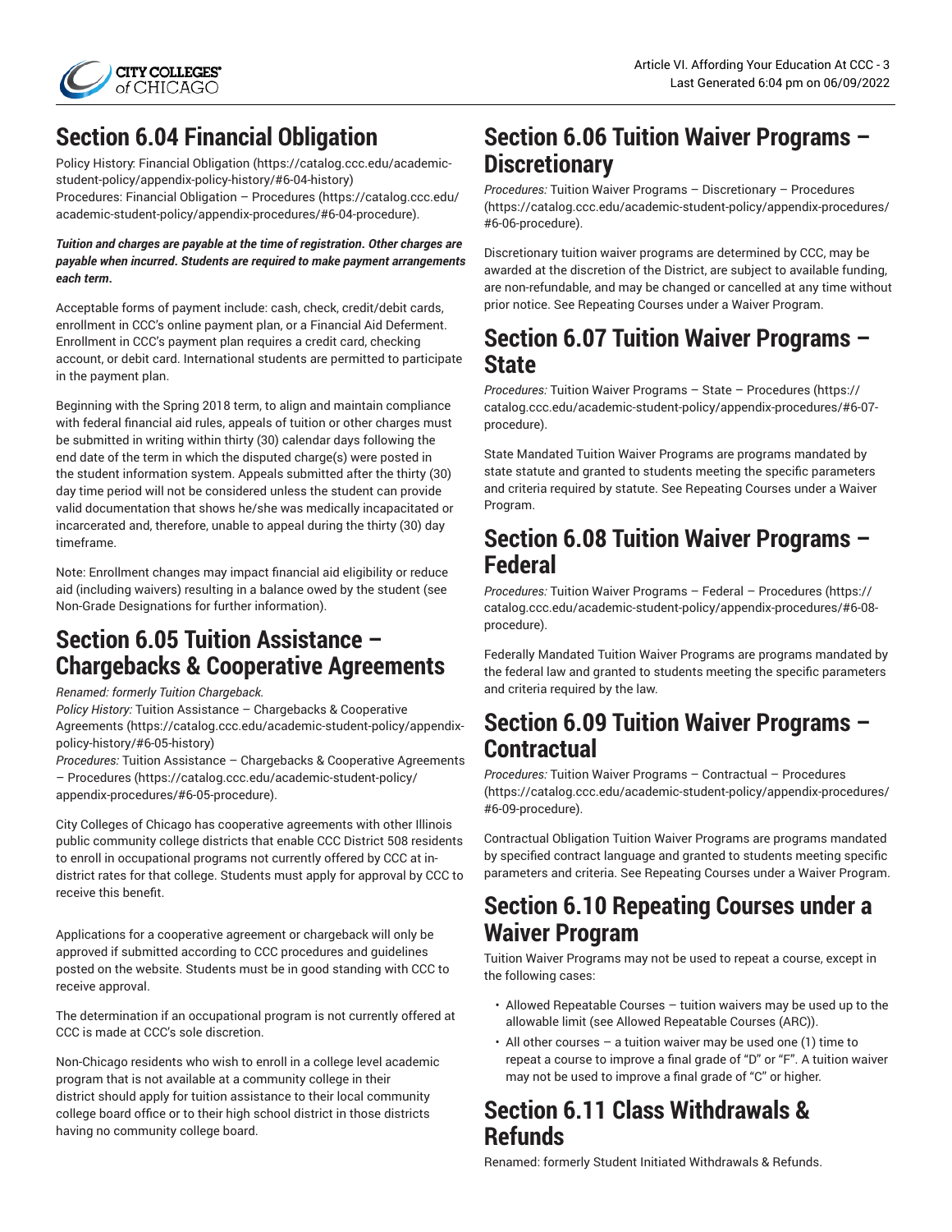## Section 6.04 Financial Obligation

Policy History: Financial Obligation (https://catalog.ccc.edu/academic-student-policy/appendix-policy-history/#6-04-history)
Procedures: Financial Obligation – Procedures (https://catalog.ccc.edu/academic-student-policy/appendix-procedures/#6-04-procedure).

***Tuition and charges are payable at the time of registration. Other charges are payable when incurred. Students are required to make payment arrangements each term.***

Acceptable forms of payment include: cash, check, credit/debit cards, enrollment in CCC's online payment plan, or a Financial Aid Deferment. Enrollment in CCC's payment plan requires a credit card, checking account, or debit card. International students are permitted to participate in the payment plan.

Beginning with the Spring 2018 term, to align and maintain compliance with federal financial aid rules, appeals of tuition or other charges must be submitted in writing within thirty (30) calendar days following the end date of the term in which the disputed charge(s) were posted in the student information system. Appeals submitted after the thirty (30) day time period will not be considered unless the student can provide valid documentation that shows he/she was medically incapacitated or incarcerated and, therefore, unable to appeal during the thirty (30) day timeframe.

Note: Enrollment changes may impact financial aid eligibility or reduce aid (including waivers) resulting in a balance owed by the student (see Non-Grade Designations for further information).

## Section 6.05 Tuition Assistance – Chargebacks & Cooperative Agreements

*Renamed: formerly Tuition Chargeback.*
*Policy History:* Tuition Assistance – Chargebacks & Cooperative Agreements (https://catalog.ccc.edu/academic-student-policy/appendix-policy-history/#6-05-history)
*Procedures:* Tuition Assistance – Chargebacks & Cooperative Agreements – Procedures (https://catalog.ccc.edu/academic-student-policy/appendix-procedures/#6-05-procedure).

City Colleges of Chicago has cooperative agreements with other Illinois public community college districts that enable CCC District 508 residents to enroll in occupational programs not currently offered by CCC at in-district rates for that college. Students must apply for approval by CCC to receive this benefit.

Applications for a cooperative agreement or chargeback will only be approved if submitted according to CCC procedures and guidelines posted on the website. Students must be in good standing with CCC to receive approval.

The determination if an occupational program is not currently offered at CCC is made at CCC's sole discretion.

Non-Chicago residents who wish to enroll in a college level academic program that is not available at a community college in their district should apply for tuition assistance to their local community college board office or to their high school district in those districts having no community college board.

## Section 6.06 Tuition Waiver Programs – Discretionary

*Procedures:* Tuition Waiver Programs – Discretionary – Procedures (https://catalog.ccc.edu/academic-student-policy/appendix-procedures/#6-06-procedure).

Discretionary tuition waiver programs are determined by CCC, may be awarded at the discretion of the District, are subject to available funding, are non-refundable, and may be changed or cancelled at any time without prior notice. See Repeating Courses under a Waiver Program.

## Section 6.07 Tuition Waiver Programs – State

*Procedures:* Tuition Waiver Programs – State – Procedures (https://catalog.ccc.edu/academic-student-policy/appendix-procedures/#6-07-procedure).

State Mandated Tuition Waiver Programs are programs mandated by state statute and granted to students meeting the specific parameters and criteria required by statute. See Repeating Courses under a Waiver Program.

## Section 6.08 Tuition Waiver Programs – Federal

*Procedures:* Tuition Waiver Programs – Federal – Procedures (https://catalog.ccc.edu/academic-student-policy/appendix-procedures/#6-08-procedure).

Federally Mandated Tuition Waiver Programs are programs mandated by the federal law and granted to students meeting the specific parameters and criteria required by the law.

## Section 6.09 Tuition Waiver Programs – Contractual

*Procedures:* Tuition Waiver Programs – Contractual – Procedures (https://catalog.ccc.edu/academic-student-policy/appendix-procedures/#6-09-procedure).

Contractual Obligation Tuition Waiver Programs are programs mandated by specified contract language and granted to students meeting specific parameters and criteria. See Repeating Courses under a Waiver Program.

## Section 6.10 Repeating Courses under a Waiver Program

Tuition Waiver Programs may not be used to repeat a course, except in the following cases:

- Allowed Repeatable Courses – tuition waivers may be used up to the allowable limit (see Allowed Repeatable Courses (ARC)).
- All other courses – a tuition waiver may be used one (1) time to repeat a course to improve a final grade of "D" or "F". A tuition waiver may not be used to improve a final grade of "C" or higher.

## Section 6.11 Class Withdrawals & Refunds

Renamed: formerly Student Initiated Withdrawals & Refunds.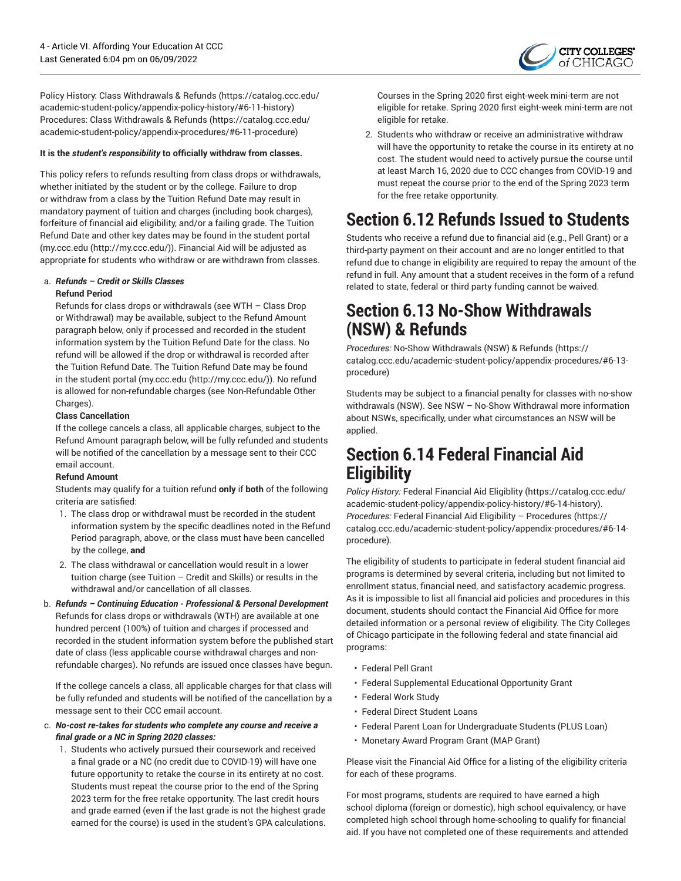Policy History: Class Withdrawals & Refunds (https://catalog.ccc.edu/academic-student-policy/appendix-policy-history/#6-11-history)
Procedures: Class Withdrawals & Refunds (https://catalog.ccc.edu/academic-student-policy/appendix-procedures/#6-11-procedure)

**It is the *student's responsibility* to officially withdraw from classes.**

This policy refers to refunds resulting from class drops or withdrawals, whether initiated by the student or by the college. Failure to drop or withdraw from a class by the Tuition Refund Date may result in mandatory payment of tuition and charges (including book charges), forfeiture of financial aid eligibility, and/or a failing grade. The Tuition Refund Date and other key dates may be found in the student portal (my.ccc.edu (http://my.ccc.edu/)). Financial Aid will be adjusted as appropriate for students who withdraw or are withdrawn from classes.

a. ***Refunds – Credit or Skills Classes***
   **Refund Period**
   Refunds for class drops or withdrawals (see WTH – Class Drop or Withdrawal) may be available, subject to the Refund Amount paragraph below, only if processed and recorded in the student information system by the Tuition Refund Date for the class. No refund will be allowed if the drop or withdrawal is recorded after the Tuition Refund Date. The Tuition Refund Date may be found in the student portal (my.ccc.edu (http://my.ccc.edu/)). No refund is allowed for non-refundable charges (see Non-Refundable Other Charges).
   **Class Cancellation**
   If the college cancels a class, all applicable charges, subject to the Refund Amount paragraph below, will be fully refunded and students will be notified of the cancellation by a message sent to their CCC email account.
   **Refund Amount**
   Students may qualify for a tuition refund **only** if **both** of the following criteria are satisfied:
   1. The class drop or withdrawal must be recorded in the student information system by the specific deadlines noted in the Refund Period paragraph, above, or the class must have been cancelled by the college, **and**
   2. The class withdrawal or cancellation would result in a lower tuition charge (see Tuition – Credit and Skills) or results in the withdrawal and/or cancellation of all classes.

b. ***Refunds – Continuing Education - Professional & Personal Development***
   Refunds for class drops or withdrawals (WTH) are available at one hundred percent (100%) of tuition and charges if processed and recorded in the student information system before the published start date of class (less applicable course withdrawal charges and non-refundable charges). No refunds are issued once classes have begun.

   If the college cancels a class, all applicable charges for that class will be fully refunded and students will be notified of the cancellation by a message sent to their CCC email account.

c. ***No-cost re-takes for students who complete any course and receive a final grade or a NC in Spring 2020 classes:***
   1. Students who actively pursued their coursework and received a final grade or a NC (no credit due to COVID-19) will have one future opportunity to retake the course in its entirety at no cost. Students must repeat the course prior to the end of the Spring 2023 term for the free retake opportunity. The last credit hours and grade earned (even if the last grade is not the highest grade earned for the course) is used in the student's GPA calculations. Courses in the Spring 2020 first eight-week mini-term are not eligible for retake. Spring 2020 first eight-week mini-term are not eligible for retake.
   2. Students who withdraw or receive an administrative withdraw will have the opportunity to retake the course in its entirety at no cost. The student would need to actively pursue the course until at least March 16, 2020 due to CCC changes from COVID-19 and must repeat the course prior to the end of the Spring 2023 term for the free retake opportunity.

# Section 6.12 Refunds Issued to Students

Students who receive a refund due to financial aid (e.g., Pell Grant) or a third-party payment on their account and are no longer entitled to that refund due to change in eligibility are required to repay the amount of the refund in full. Any amount that a student receives in the form of a refund related to state, federal or third party funding cannot be waived.

# Section 6.13 No-Show Withdrawals (NSW) & Refunds

*Procedures:* No-Show Withdrawals (NSW) & Refunds (https://catalog.ccc.edu/academic-student-policy/appendix-procedures/#6-13-procedure)

Students may be subject to a financial penalty for classes with no-show withdrawals (NSW). See NSW – No-Show Withdrawal more information about NSWs, specifically, under what circumstances an NSW will be applied.

# Section 6.14 Federal Financial Aid Eligibility

*Policy History:* Federal Financial Aid Eligiblity (https://catalog.ccc.edu/academic-student-policy/appendix-policy-history/#6-14-history).
*Procedures:* Federal Financial Aid Eligibility – Procedures (https://catalog.ccc.edu/academic-student-policy/appendix-procedures/#6-14-procedure).

The eligibility of students to participate in federal student financial aid programs is determined by several criteria, including but not limited to enrollment status, financial need, and satisfactory academic progress. As it is impossible to list all financial aid policies and procedures in this document, students should contact the Financial Aid Office for more detailed information or a personal review of eligibility. The City Colleges of Chicago participate in the following federal and state financial aid programs:

- Federal Pell Grant
- Federal Supplemental Educational Opportunity Grant
- Federal Work Study
- Federal Direct Student Loans
- Federal Parent Loan for Undergraduate Students (PLUS Loan)
- Monetary Award Program Grant (MAP Grant)

Please visit the Financial Aid Office for a listing of the eligibility criteria for each of these programs.

For most programs, students are required to have earned a high school diploma (foreign or domestic), high school equivalency, or have completed high school through home-schooling to qualify for financial aid. If you have not completed one of these requirements and attended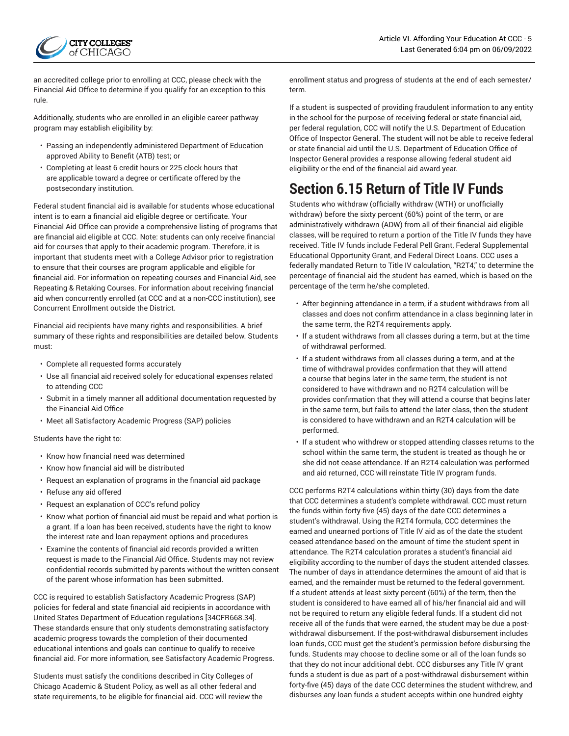an accredited college prior to enrolling at CCC, please check with the Financial Aid Office to determine if you qualify for an exception to this rule.

Additionally, students who are enrolled in an eligible career pathway program may establish eligibility by:

- Passing an independently administered Department of Education approved Ability to Benefit (ATB) test; or
- Completing at least 6 credit hours or 225 clock hours that are applicable toward a degree or certificate offered by the postsecondary institution.

Federal student financial aid is available for students whose educational intent is to earn a financial aid eligible degree or certificate. Your Financial Aid Office can provide a comprehensive listing of programs that are financial aid eligible at CCC. Note: students can only receive financial aid for courses that apply to their academic program. Therefore, it is important that students meet with a College Advisor prior to registration to ensure that their courses are program applicable and eligible for financial aid. For information on repeating courses and Financial Aid, see Repeating & Retaking Courses. For information about receiving financial aid when concurrently enrolled (at CCC and at a non-CCC institution), see Concurrent Enrollment outside the District.

Financial aid recipients have many rights and responsibilities. A brief summary of these rights and responsibilities are detailed below. Students must:

- Complete all requested forms accurately
- Use all financial aid received solely for educational expenses related to attending CCC
- Submit in a timely manner all additional documentation requested by the Financial Aid Office
- Meet all Satisfactory Academic Progress (SAP) policies

Students have the right to:

- Know how financial need was determined
- Know how financial aid will be distributed
- Request an explanation of programs in the financial aid package
- Refuse any aid offered
- Request an explanation of CCC's refund policy
- Know what portion of financial aid must be repaid and what portion is a grant. If a loan has been received, students have the right to know the interest rate and loan repayment options and procedures
- Examine the contents of financial aid records provided a written request is made to the Financial Aid Office. Students may not review confidential records submitted by parents without the written consent of the parent whose information has been submitted.

CCC is required to establish Satisfactory Academic Progress (SAP) policies for federal and state financial aid recipients in accordance with United States Department of Education regulations [34CFR668.34]. These standards ensure that only students demonstrating satisfactory academic progress towards the completion of their documented educational intentions and goals can continue to qualify to receive financial aid. For more information, see Satisfactory Academic Progress.

Students must satisfy the conditions described in City Colleges of Chicago Academic & Student Policy, as well as all other federal and state requirements, to be eligible for financial aid. CCC will review the enrollment status and progress of students at the end of each semester/term.

If a student is suspected of providing fraudulent information to any entity in the school for the purpose of receiving federal or state financial aid, per federal regulation, CCC will notify the U.S. Department of Education Office of Inspector General. The student will not be able to receive federal or state financial aid until the U.S. Department of Education Office of Inspector General provides a response allowing federal student aid eligibility or the end of the financial aid award year.

## Section 6.15 Return of Title IV Funds

Students who withdraw (officially withdraw (WTH) or unofficially withdraw) before the sixty percent (60%) point of the term, or are administratively withdrawn (ADW) from all of their financial aid eligible classes, will be required to return a portion of the Title IV funds they have received. Title IV funds include Federal Pell Grant, Federal Supplemental Educational Opportunity Grant, and Federal Direct Loans. CCC uses a federally mandated Return to Title IV calculation, "R2T4," to determine the percentage of financial aid the student has earned, which is based on the percentage of the term he/she completed.

- After beginning attendance in a term, if a student withdraws from all classes and does not confirm attendance in a class beginning later in the same term, the R2T4 requirements apply.
- If a student withdraws from all classes during a term, but at the time of withdrawal performed.
- If a student withdraws from all classes during a term, and at the time of withdrawal provides confirmation that they will attend a course that begins later in the same term, the student is not considered to have withdrawn and no R2T4 calculation will be provides confirmation that they will attend a course that begins later in the same term, but fails to attend the later class, then the student is considered to have withdrawn and an R2T4 calculation will be performed.
- If a student who withdrew or stopped attending classes returns to the school within the same term, the student is treated as though he or she did not cease attendance. If an R2T4 calculation was performed and aid returned, CCC will reinstate Title IV program funds.

CCC performs R2T4 calculations within thirty (30) days from the date that CCC determines a student's complete withdrawal. CCC must return the funds within forty-five (45) days of the date CCC determines a student's withdrawal. Using the R2T4 formula, CCC determines the earned and unearned portions of Title IV aid as of the date the student ceased attendance based on the amount of time the student spent in attendance. The R2T4 calculation prorates a student's financial aid eligibility according to the number of days the student attended classes. The number of days in attendance determines the amount of aid that is earned, and the remainder must be returned to the federal government. If a student attends at least sixty percent (60%) of the term, then the student is considered to have earned all of his/her financial aid and will not be required to return any eligible federal funds. If a student did not receive all of the funds that were earned, the student may be due a post-withdrawal disbursement. If the post-withdrawal disbursement includes loan funds, CCC must get the student's permission before disbursing the funds. Students may choose to decline some or all of the loan funds so that they do not incur additional debt. CCC disburses any Title IV grant funds a student is due as part of a post-withdrawal disbursement within forty-five (45) days of the date CCC determines the student withdrew, and disburses any loan funds a student accepts within one hundred eighty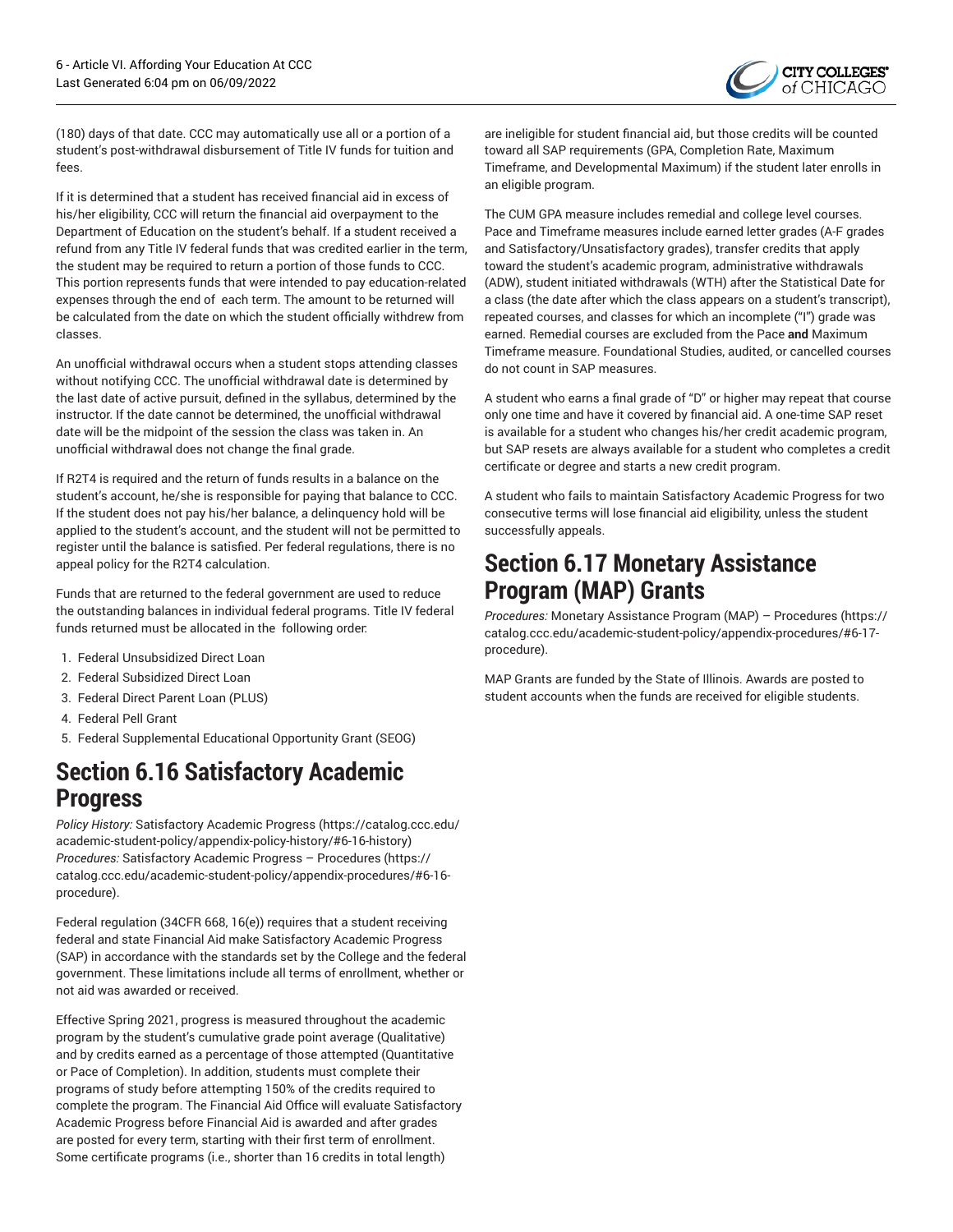(180) days of that date. CCC may automatically use all or a portion of a student's post-withdrawal disbursement of Title IV funds for tuition and fees.

If it is determined that a student has received financial aid in excess of his/her eligibility, CCC will return the financial aid overpayment to the Department of Education on the student's behalf. If a student received a refund from any Title IV federal funds that was credited earlier in the term, the student may be required to return a portion of those funds to CCC. This portion represents funds that were intended to pay education-related expenses through the end of each term. The amount to be returned will be calculated from the date on which the student officially withdrew from classes.

An unofficial withdrawal occurs when a student stops attending classes without notifying CCC. The unofficial withdrawal date is determined by the last date of active pursuit, defined in the syllabus, determined by the instructor. If the date cannot be determined, the unofficial withdrawal date will be the midpoint of the session the class was taken in. An unofficial withdrawal does not change the final grade.

If R2T4 is required and the return of funds results in a balance on the student's account, he/she is responsible for paying that balance to CCC. If the student does not pay his/her balance, a delinquency hold will be applied to the student's account, and the student will not be permitted to register until the balance is satisfied. Per federal regulations, there is no appeal policy for the R2T4 calculation.

Funds that are returned to the federal government are used to reduce the outstanding balances in individual federal programs. Title IV federal funds returned must be allocated in the following order:

1. Federal Unsubsidized Direct Loan
2. Federal Subsidized Direct Loan
3. Federal Direct Parent Loan (PLUS)
4. Federal Pell Grant
5. Federal Supplemental Educational Opportunity Grant (SEOG)

## Section 6.16 Satisfactory Academic Progress

*Policy History:* Satisfactory Academic Progress (https://catalog.ccc.edu/academic-student-policy/appendix-policy-history/#6-16-history)
*Procedures:* Satisfactory Academic Progress – Procedures (https://catalog.ccc.edu/academic-student-policy/appendix-procedures/#6-16-procedure).

Federal regulation (34CFR 668, 16(e)) requires that a student receiving federal and state Financial Aid make Satisfactory Academic Progress (SAP) in accordance with the standards set by the College and the federal government. These limitations include all terms of enrollment, whether or not aid was awarded or received.

Effective Spring 2021, progress is measured throughout the academic program by the student's cumulative grade point average (Qualitative) and by credits earned as a percentage of those attempted (Quantitative or Pace of Completion). In addition, students must complete their programs of study before attempting 150% of the credits required to complete the program. The Financial Aid Office will evaluate Satisfactory Academic Progress before Financial Aid is awarded and after grades are posted for every term, starting with their first term of enrollment. Some certificate programs (i.e., shorter than 16 credits in total length) are ineligible for student financial aid, but those credits will be counted toward all SAP requirements (GPA, Completion Rate, Maximum Timeframe, and Developmental Maximum) if the student later enrolls in an eligible program.

The CUM GPA measure includes remedial and college level courses. Pace and Timeframe measures include earned letter grades (A-F grades and Satisfactory/Unsatisfactory grades), transfer credits that apply toward the student's academic program, administrative withdrawals (ADW), student initiated withdrawals (WTH) after the Statistical Date for a class (the date after which the class appears on a student's transcript), repeated courses, and classes for which an incomplete ("I") grade was earned. Remedial courses are excluded from the Pace **and** Maximum Timeframe measure. Foundational Studies, audited, or cancelled courses do not count in SAP measures.

A student who earns a final grade of "D" or higher may repeat that course only one time and have it covered by financial aid. A one-time SAP reset is available for a student who changes his/her credit academic program, but SAP resets are always available for a student who completes a credit certificate or degree and starts a new credit program.

A student who fails to maintain Satisfactory Academic Progress for two consecutive terms will lose financial aid eligibility, unless the student successfully appeals.

## Section 6.17 Monetary Assistance Program (MAP) Grants

*Procedures:* Monetary Assistance Program (MAP) – Procedures (https://catalog.ccc.edu/academic-student-policy/appendix-procedures/#6-17-procedure).

MAP Grants are funded by the State of Illinois. Awards are posted to student accounts when the funds are received for eligible students.